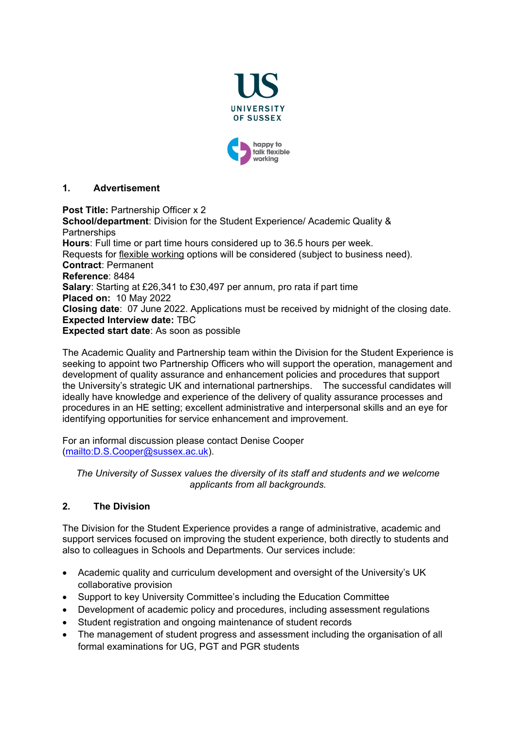## 1. Advertisement

**Post Title:** Partnership Officer x 2
**School/department**: Division for the Student Experience/ Academic Quality & Partnerships
**Hours**: Full time or part time hours considered up to 36.5 hours per week.
Requests for flexible working options will be considered (subject to business need).
**Contract**: Permanent
**Reference**: 8484
**Salary**: Starting at £26,341 to £30,497 per annum, pro rata if part time
**Placed on:** 10 May 2022
**Closing date**: 07 June 2022. Applications must be received by midnight of the closing date.
**Expected Interview date:** TBC
**Expected start date**: As soon as possible

The Academic Quality and Partnership team within the Division for the Student Experience is seeking to appoint two Partnership Officers who will support the operation, management and development of quality assurance and enhancement policies and procedures that support the University's strategic UK and international partnerships. The successful candidates will ideally have knowledge and experience of the delivery of quality assurance processes and procedures in an HE setting; excellent administrative and interpersonal skills and an eye for identifying opportunities for service enhancement and improvement.

For an informal discussion please contact Denise Cooper (mailto:D.S.Cooper@sussex.ac.uk).

*The University of Sussex values the diversity of its staff and students and we welcome applicants from all backgrounds.*

## 2. The Division

The Division for the Student Experience provides a range of administrative, academic and support services focused on improving the student experience, both directly to students and also to colleagues in Schools and Departments. Our services include:

- Academic quality and curriculum development and oversight of the University's UK collaborative provision
- Support to key University Committee's including the Education Committee
- Development of academic policy and procedures, including assessment regulations
- Student registration and ongoing maintenance of student records
- The management of student progress and assessment including the organisation of all formal examinations for UG, PGT and PGR students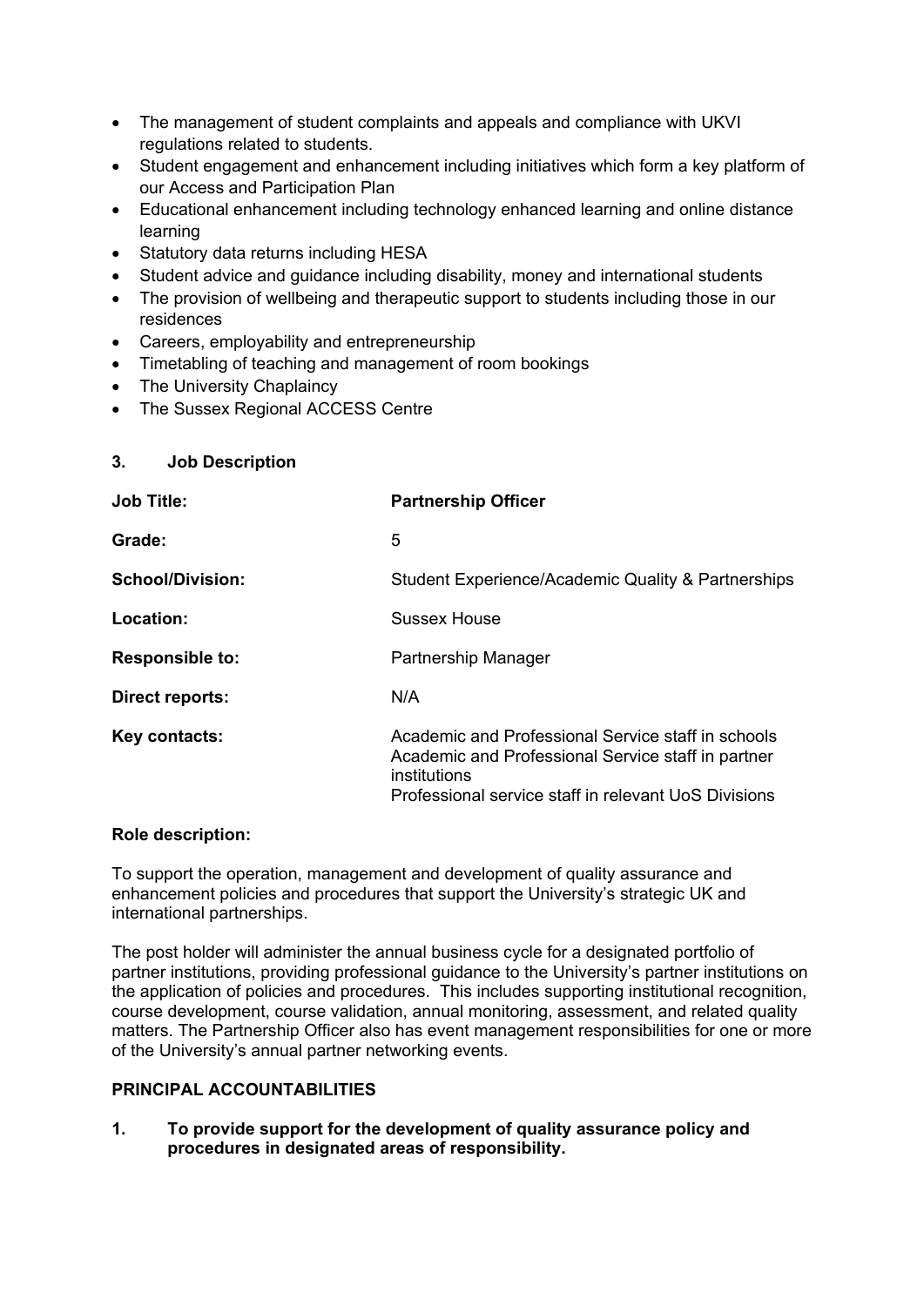- The management of student complaints and appeals and compliance with UKVI regulations related to students.
- Student engagement and enhancement including initiatives which form a key platform of our Access and Participation Plan
- Educational enhancement including technology enhanced learning and online distance learning
- Statutory data returns including HESA
- Student advice and guidance including disability, money and international students
- The provision of wellbeing and therapeutic support to students including those in our residences
- Careers, employability and entrepreneurship
- Timetabling of teaching and management of room bookings
- The University Chaplaincy
- The Sussex Regional ACCESS Centre

## 3. Job Description

| | |
|---|---|
| **Job Title:** | **Partnership Officer** |
| **Grade:** | 5 |
| **School/Division:** | Student Experience/Academic Quality & Partnerships |
| **Location:** | Sussex House |
| **Responsible to:** | Partnership Manager |
| **Direct reports:** | N/A |
| **Key contacts:** | Academic and Professional Service staff in schools<br>Academic and Professional Service staff in partner institutions<br>Professional service staff in relevant UoS Divisions |

**Role description:**

To support the operation, management and development of quality assurance and enhancement policies and procedures that support the University's strategic UK and international partnerships.

The post holder will administer the annual business cycle for a designated portfolio of partner institutions, providing professional guidance to the University's partner institutions on the application of policies and procedures. This includes supporting institutional recognition, course development, course validation, annual monitoring, assessment, and related quality matters. The Partnership Officer also has event management responsibilities for one or more of the University's annual partner networking events.

**PRINCIPAL ACCOUNTABILITIES**

**1. To provide support for the development of quality assurance policy and procedures in designated areas of responsibility.**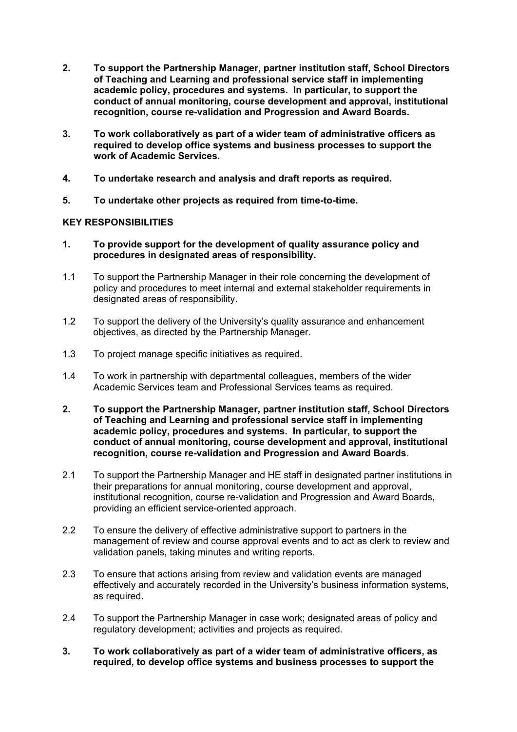**2. To support the Partnership Manager, partner institution staff, School Directors of Teaching and Learning and professional service staff in implementing academic policy, procedures and systems. In particular, to support the conduct of annual monitoring, course development and approval, institutional recognition, course re-validation and Progression and Award Boards.**

**3. To work collaboratively as part of a wider team of administrative officers as required to develop office systems and business processes to support the work of Academic Services.**

**4. To undertake research and analysis and draft reports as required.**

**5. To undertake other projects as required from time-to-time.**

## KEY RESPONSIBILITIES

**1. To provide support for the development of quality assurance policy and procedures in designated areas of responsibility.**

1.1 To support the Partnership Manager in their role concerning the development of policy and procedures to meet internal and external stakeholder requirements in designated areas of responsibility.

1.2 To support the delivery of the University's quality assurance and enhancement objectives, as directed by the Partnership Manager.

1.3 To project manage specific initiatives as required.

1.4 To work in partnership with departmental colleagues, members of the wider Academic Services team and Professional Services teams as required.

**2. To support the Partnership Manager, partner institution staff, School Directors of Teaching and Learning and professional service staff in implementing academic policy, procedures and systems. In particular, to support the conduct of annual monitoring, course development and approval, institutional recognition, course re-validation and Progression and Award Boards**.

2.1 To support the Partnership Manager and HE staff in designated partner institutions in their preparations for annual monitoring, course development and approval, institutional recognition, course re-validation and Progression and Award Boards, providing an efficient service-oriented approach.

2.2 To ensure the delivery of effective administrative support to partners in the management of review and course approval events and to act as clerk to review and validation panels, taking minutes and writing reports.

2.3 To ensure that actions arising from review and validation events are managed effectively and accurately recorded in the University's business information systems, as required.

2.4 To support the Partnership Manager in case work; designated areas of policy and regulatory development; activities and projects as required.

**3. To work collaboratively as part of a wider team of administrative officers, as required, to develop office systems and business processes to support the**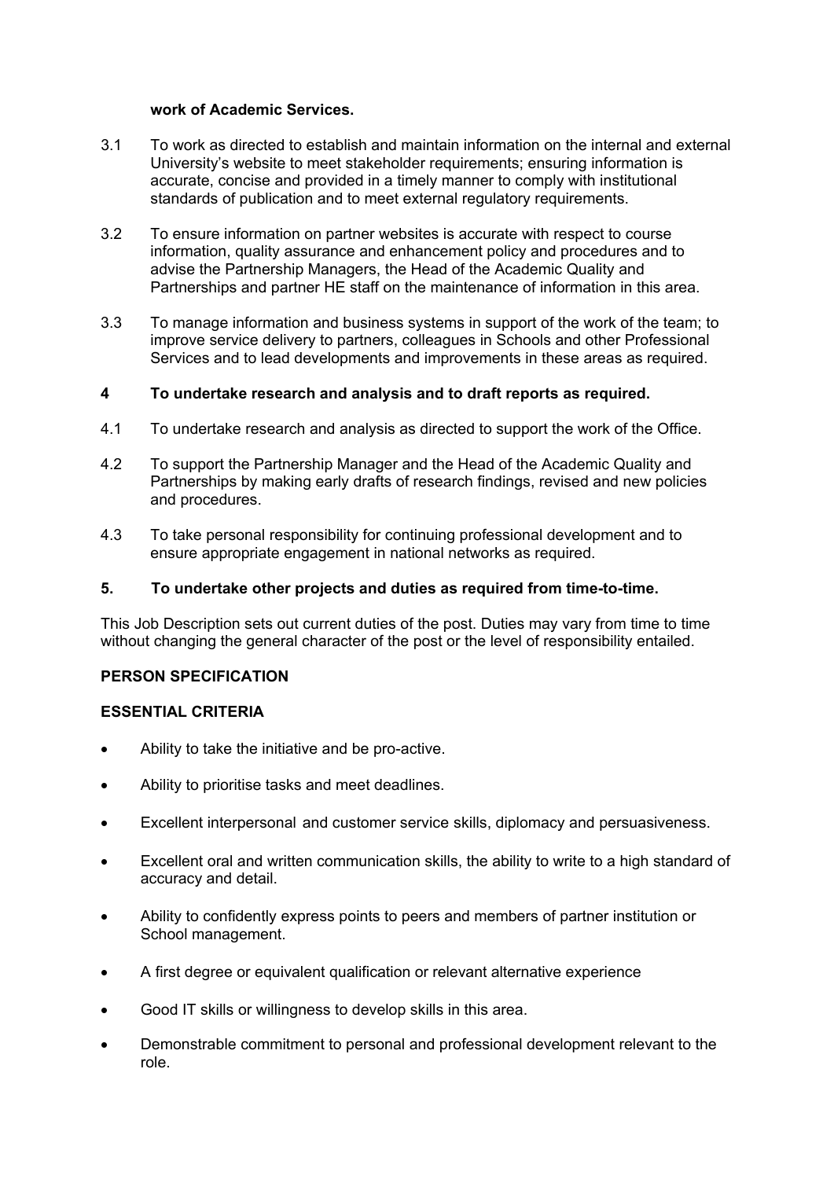**work of Academic Services.**

3.1 To work as directed to establish and maintain information on the internal and external University's website to meet stakeholder requirements; ensuring information is accurate, concise and provided in a timely manner to comply with institutional standards of publication and to meet external regulatory requirements.

3.2 To ensure information on partner websites is accurate with respect to course information, quality assurance and enhancement policy and procedures and to advise the Partnership Managers, the Head of the Academic Quality and Partnerships and partner HE staff on the maintenance of information in this area.

3.3 To manage information and business systems in support of the work of the team; to improve service delivery to partners, colleagues in Schools and other Professional Services and to lead developments and improvements in these areas as required.

**4 To undertake research and analysis and to draft reports as required.**

4.1 To undertake research and analysis as directed to support the work of the Office.

4.2 To support the Partnership Manager and the Head of the Academic Quality and Partnerships by making early drafts of research findings, revised and new policies and procedures.

4.3 To take personal responsibility for continuing professional development and to ensure appropriate engagement in national networks as required.

**5. To undertake other projects and duties as required from time-to-time.**

This Job Description sets out current duties of the post. Duties may vary from time to time without changing the general character of the post or the level of responsibility entailed.

## PERSON SPECIFICATION

### ESSENTIAL CRITERIA

- Ability to take the initiative and be pro-active.
- Ability to prioritise tasks and meet deadlines.
- Excellent interpersonal and customer service skills, diplomacy and persuasiveness.
- Excellent oral and written communication skills, the ability to write to a high standard of accuracy and detail.
- Ability to confidently express points to peers and members of partner institution or School management.
- A first degree or equivalent qualification or relevant alternative experience
- Good IT skills or willingness to develop skills in this area.
- Demonstrable commitment to personal and professional development relevant to the role.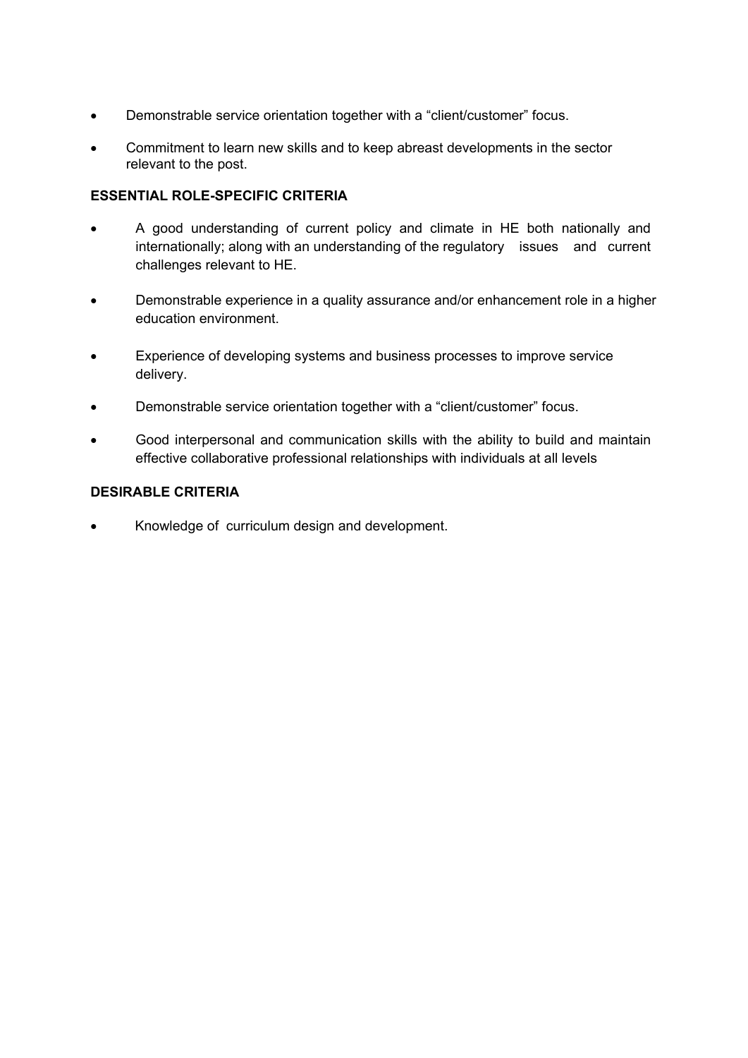- Demonstrable service orientation together with a "client/customer" focus.
- Commitment to learn new skills and to keep abreast developments in the sector relevant to the post.

**ESSENTIAL ROLE-SPECIFIC CRITERIA**

- A good understanding of current policy and climate in HE both nationally and internationally; along with an understanding of the regulatory issues and current challenges relevant to HE.
- Demonstrable experience in a quality assurance and/or enhancement role in a higher education environment.
- Experience of developing systems and business processes to improve service delivery.
- Demonstrable service orientation together with a "client/customer" focus.
- Good interpersonal and communication skills with the ability to build and maintain effective collaborative professional relationships with individuals at all levels

**DESIRABLE CRITERIA**

- Knowledge of curriculum design and development.